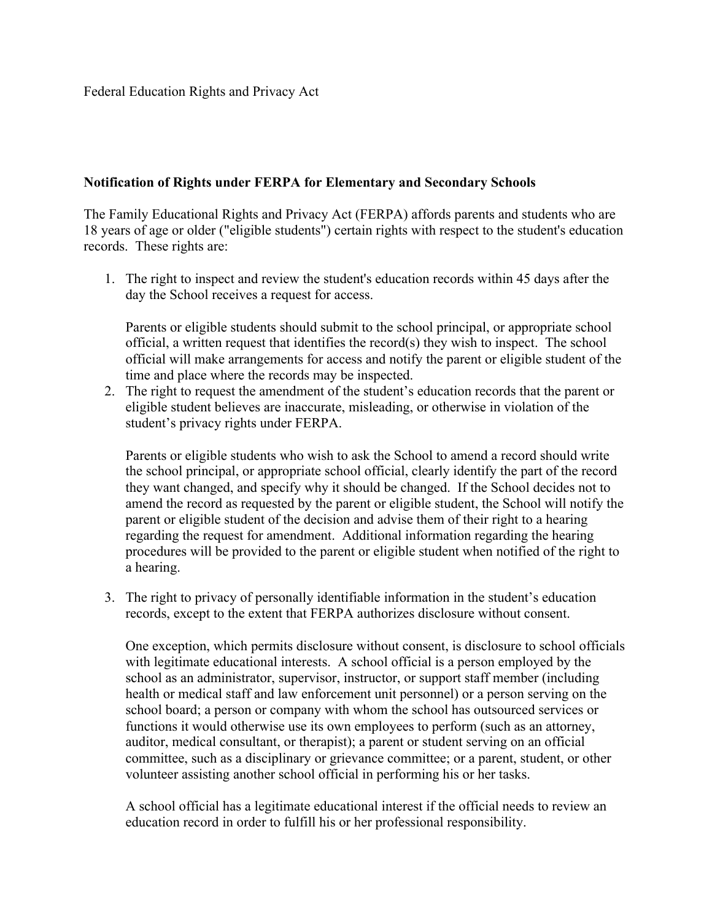Federal Education Rights and Privacy Act

**Notification of Rights under FERPA for Elementary and Secondary Schools**

The Family Educational Rights and Privacy Act (FERPA) affords parents and students who are 18 years of age or older ("eligible students") certain rights with respect to the student's education records. These rights are:

1. The right to inspect and review the student's education records within 45 days after the day the School receives a request for access.

   Parents or eligible students should submit to the school principal, or appropriate school official, a written request that identifies the record(s) they wish to inspect. The school official will make arrangements for access and notify the parent or eligible student of the time and place where the records may be inspected.

2. The right to request the amendment of the student's education records that the parent or eligible student believes are inaccurate, misleading, or otherwise in violation of the student's privacy rights under FERPA.

   Parents or eligible students who wish to ask the School to amend a record should write the school principal, or appropriate school official, clearly identify the part of the record they want changed, and specify why it should be changed. If the School decides not to amend the record as requested by the parent or eligible student, the School will notify the parent or eligible student of the decision and advise them of their right to a hearing regarding the request for amendment. Additional information regarding the hearing procedures will be provided to the parent or eligible student when notified of the right to a hearing.

3. The right to privacy of personally identifiable information in the student's education records, except to the extent that FERPA authorizes disclosure without consent.

   One exception, which permits disclosure without consent, is disclosure to school officials with legitimate educational interests. A school official is a person employed by the school as an administrator, supervisor, instructor, or support staff member (including health or medical staff and law enforcement unit personnel) or a person serving on the school board; a person or company with whom the school has outsourced services or functions it would otherwise use its own employees to perform (such as an attorney, auditor, medical consultant, or therapist); a parent or student serving on an official committee, such as a disciplinary or grievance committee; or a parent, student, or other volunteer assisting another school official in performing his or her tasks.

   A school official has a legitimate educational interest if the official needs to review an education record in order to fulfill his or her professional responsibility.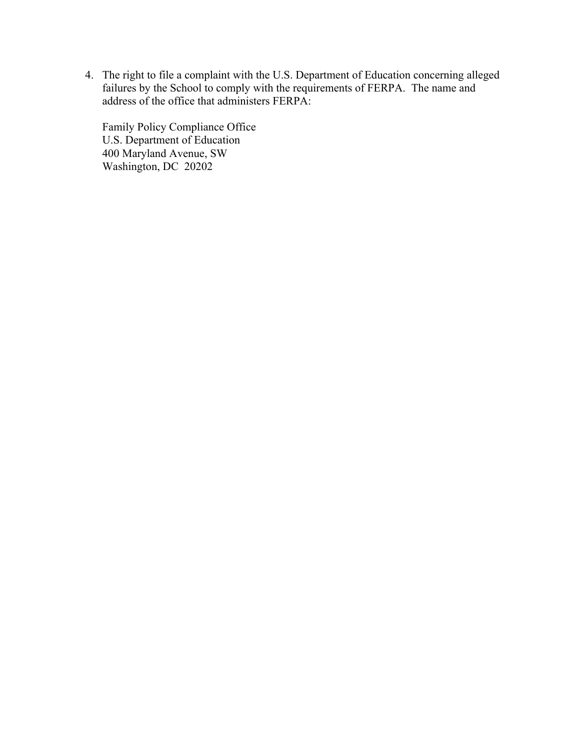4. The right to file a complaint with the U.S. Department of Education concerning alleged failures by the School to comply with the requirements of FERPA. The name and address of the office that administers FERPA:

   Family Policy Compliance Office
   U.S. Department of Education
   400 Maryland Avenue, SW
   Washington, DC 20202